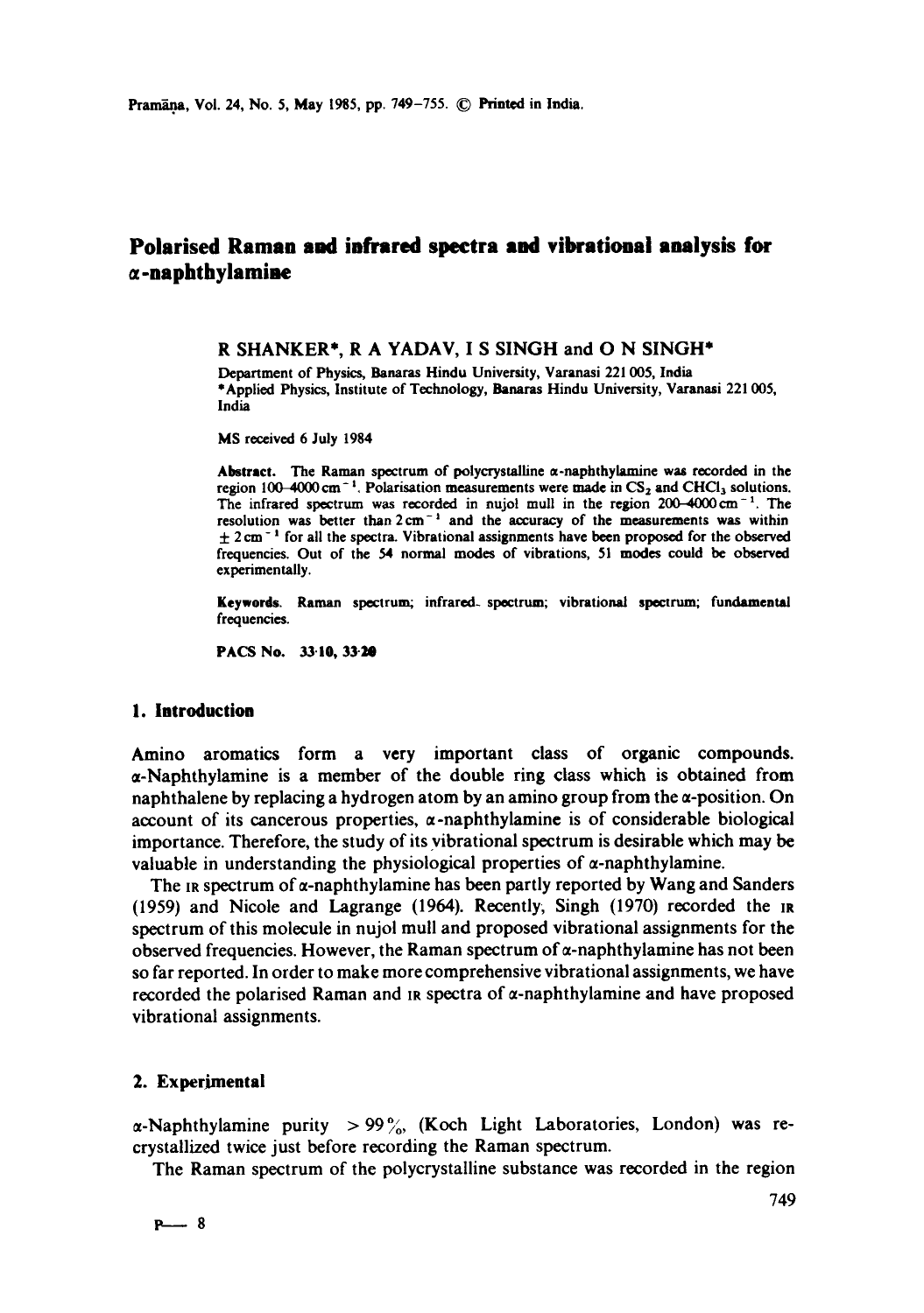# Polarised Raman and infrared spectra and vibrational analysis for $\alpha$-naphthylamine

R SHANKER*, R A YADAV, I S SINGH and O N SINGH*

Department of Physics, Banaras Hindu University, Varanasi 221 005, India
*Applied Physics, Institute of Technology, Banaras Hindu University, Varanasi 221 005, India

MS received 6 July 1984

**Abstract.** The Raman spectrum of polycrystalline $\alpha$-naphthylamine was recorded in the region 100–4000 cm$^{-1}$. Polarisation measurements were made in $CS_2$ and $CHCl_3$ solutions. The infrared spectrum was recorded in nujol mull in the region 200–4000 cm$^{-1}$. The resolution was better than 2 cm$^{-1}$ and the accuracy of the measurements was within $\pm 2$ cm$^{-1}$ for all the spectra. Vibrational assignments have been proposed for the observed frequencies. Out of the 54 normal modes of vibrations, 51 modes could be observed experimentally.

**Keywords.** Raman spectrum; infrared spectrum; vibrational spectrum; fundamental frequencies.

**PACS No.** 33·10, 33·20

## 1. Introduction

Amino aromatics form a very important class of organic compounds. $\alpha$-Naphthylamine is a member of the double ring class which is obtained from naphthalene by replacing a hydrogen atom by an amino group from the $\alpha$-position. On account of its cancerous properties, $\alpha$-naphthylamine is of considerable biological importance. Therefore, the study of its vibrational spectrum is desirable which may be valuable in understanding the physiological properties of $\alpha$-naphthylamine.

The IR spectrum of $\alpha$-naphthylamine has been partly reported by Wang and Sanders (1959) and Nicole and Lagrange (1964). Recently, Singh (1970) recorded the IR spectrum of this molecule in nujol mull and proposed vibrational assignments for the observed frequencies. However, the Raman spectrum of $\alpha$-naphthylamine has not been so far reported. In order to make more comprehensive vibrational assignments, we have recorded the polarised Raman and IR spectra of $\alpha$-naphthylamine and have proposed vibrational assignments.

## 2. Experimental

$\alpha$-Naphthylamine purity $> 99\%$, (Koch Light Laboratories, London) was recrystallized twice just before recording the Raman spectrum.

The Raman spectrum of the polycrystalline substance was recorded in the region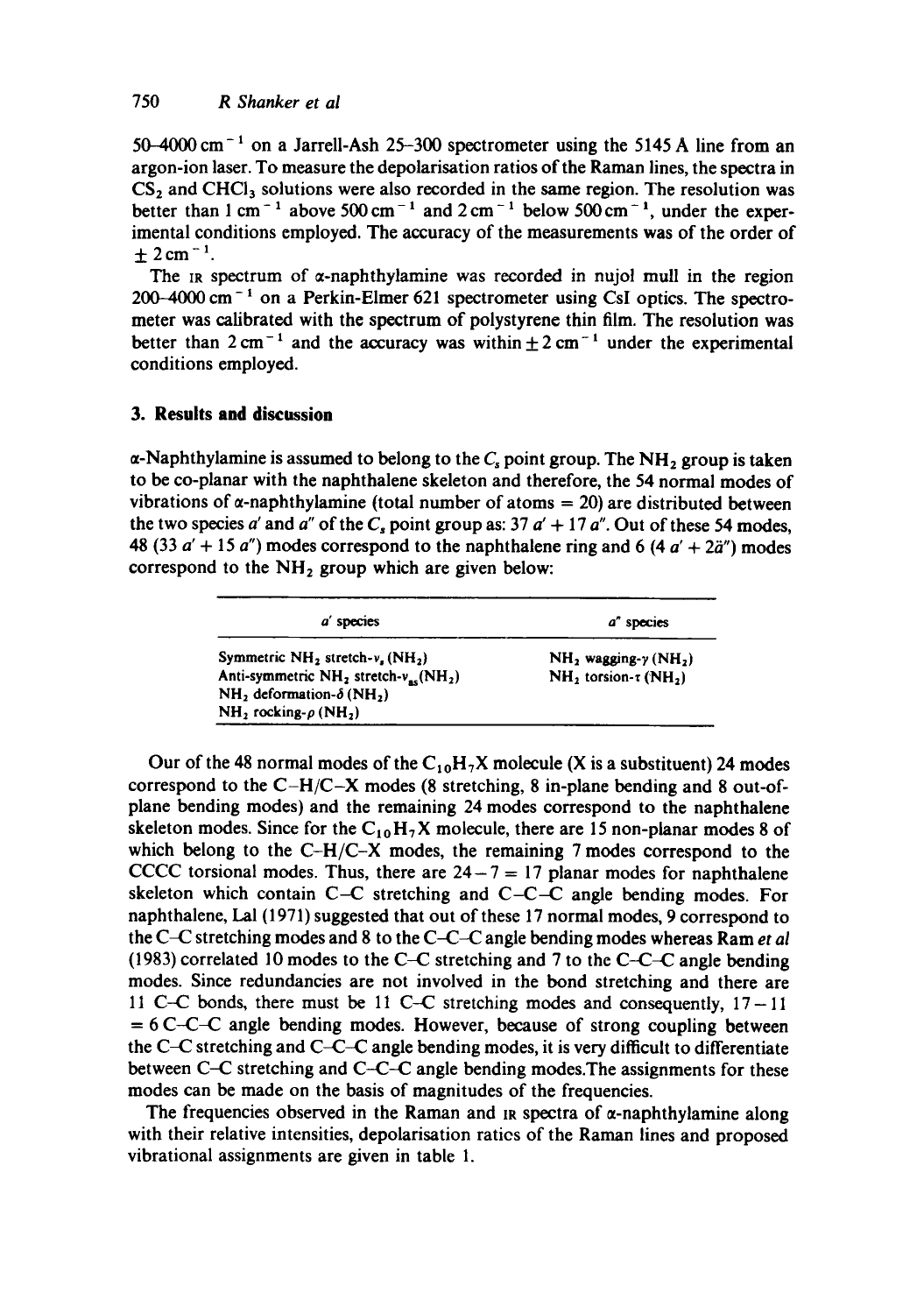50–4000 $cm^{-1}$ on a Jarrell-Ash 25–300 spectrometer using the 5145 A line from an argon-ion laser. To measure the depolarisation ratios of the Raman lines, the spectra in $CS_2$ and $CHCl_3$ solutions were also recorded in the same region. The resolution was better than 1 $cm^{-1}$ above 500 $cm^{-1}$ and 2 $cm^{-1}$ below 500 $cm^{-1}$, under the experimental conditions employed. The accuracy of the measurements was of the order of $\pm 2\,cm^{-1}$.

The IR spectrum of α-naphthylamine was recorded in nujol mull in the region 200–4000 $cm^{-1}$ on a Perkin-Elmer 621 spectrometer using CsI optics. The spectrometer was calibrated with the spectrum of polystyrene thin film. The resolution was better than 2 $cm^{-1}$ and the accuracy was within $\pm 2\,cm^{-1}$ under the experimental conditions employed.

## 3. Results and discussion

α-Naphthylamine is assumed to belong to the $C_s$ point group. The $NH_2$ group is taken to be co-planar with the naphthalene skeleton and therefore, the 54 normal modes of vibrations of α-naphthylamine (total number of atoms = 20) are distributed between the two species $a'$ and $a''$ of the $C_s$ point group as: $37\,a' + 17\,a''$. Out of these 54 modes, 48 ($33\,a' + 15\,a''$) modes correspond to the naphthalene ring and 6 ($4\,a' + 2\ddot{a}''$) modes correspond to the $NH_2$ group which are given below:

| $a'$ species | $a''$ species |
|---|---|
| Symmetric $NH_2$ stretch-$\nu_s(NH_2)$ | $NH_2$ wagging-$\gamma(NH_2)$ |
| Anti-symmetric $NH_2$ stretch-$\nu_{as}(NH_2)$ | $NH_2$ torsion-$\tau(NH_2)$ |
| $NH_2$ deformation-$\delta(NH_2)$ | |
| $NH_2$ rocking-$\rho(NH_2)$ | |

Our of the 48 normal modes of the $C_{10}H_7X$ molecule (X is a substituent) 24 modes correspond to the C–H/C–X modes (8 stretching, 8 in-plane bending and 8 out-of-plane bending modes) and the remaining 24 modes correspond to the naphthalene skeleton modes. Since for the $C_{10}H_7X$ molecule, there are 15 non-planar modes 8 of which belong to the C–H/C–X modes, the remaining 7 modes correspond to the CCCC torsional modes. Thus, there are $24 - 7 = 17$ planar modes for naphthalene skeleton which contain C–C stretching and C–C–C angle bending modes. For naphthalene, Lal (1971) suggested that out of these 17 normal modes, 9 correspond to the C–C stretching modes and 8 to the C–C–C angle bending modes whereas Ram *et al* (1983) correlated 10 modes to the C–C stretching and 7 to the C–C–C angle bending modes. Since redundancies are not involved in the bond stretching and there are 11 C–C bonds, there must be 11 C–C stretching modes and consequently, $17 - 11 = 6$ C–C–C angle bending modes. However, because of strong coupling between the C–C stretching and C–C–C angle bending modes, it is very difficult to differentiate between C–C stretching and C–C–C angle bending modes.The assignments for these modes can be made on the basis of magnitudes of the frequencies.

The frequencies observed in the Raman and IR spectra of α-naphthylamine along with their relative intensities, depolarisation ratics of the Raman lines and proposed vibrational assignments are given in table 1.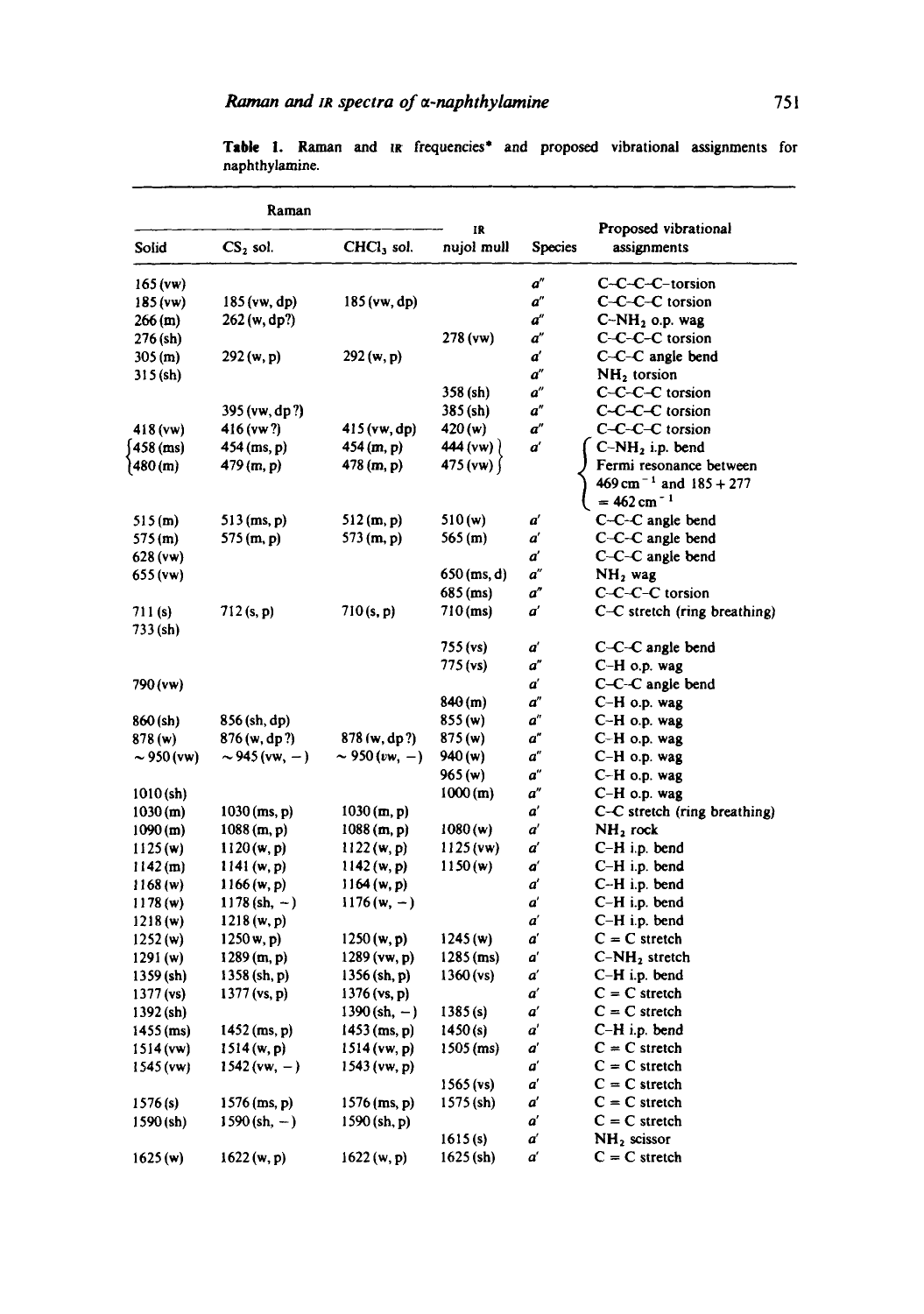**Table 1.** Raman and IR frequencies* and proposed vibrational assignments for naphthylamine.

| Raman | | | IR | | |
|---|---|---|---|---|---|
| Solid | $CS_2$ sol. | $CHCl_3$ sol. | nujol mull | Species | Proposed vibrational assignments |
| 165 (vw) | | | | $a''$ | C–C–C–C–torsion |
| 185 (vw) | 185 (vw, dp) | 185 (vw, dp) | | $a''$ | C–C–C–C torsion |
| 266 (m) | 262 (w, dp?) | | | $a''$ | C–$NH_2$ o.p. wag |
| 276 (sh) | | | 278 (vw) | $a''$ | C–C–C–C torsion |
| 305 (m) | 292 (w, p) | 292 (w, p) | | $a'$ | C–C–C angle bend |
| 315 (sh) | | | | $a''$ | $NH_2$ torsion |
| | | | 358 (sh) | $a''$ | C–C–C–C torsion |
| | 395 (vw, dp?) | | 385 (sh) | $a''$ | C–C–C–C torsion |
| 418 (vw) | 416 (vw?) | 415 (vw, dp) | 420 (w) | $a''$ | C–C–C–C torsion |
| 458 (ms) | 454 (ms, p) | 454 (m, p) | 444 (vw) | $a'$ | C–$NH_2$ i.p. bend |
| 480 (m) | 479 (m, p) | 478 (m, p) | 475 (vw) | | Fermi resonance between 469 $cm^{-1}$ and 185 + 277 = 462 $cm^{-1}$ |
| 515 (m) | 513 (ms, p) | 512 (m, p) | 510 (w) | $a'$ | C–C–C angle bend |
| 575 (m) | 575 (m, p) | 573 (m, p) | 565 (m) | $a'$ | C–C–C angle bend |
| 628 (vw) | | | | $a'$ | C–C–C angle bend |
| 655 (vw) | | | 650 (ms, d) | $a''$ | $NH_2$ wag |
| | | | 685 (ms) | $a''$ | C–C–C–C torsion |
| 711 (s) | 712 (s, p) | 710 (s, p) | 710 (ms) | $a'$ | C–C stretch (ring breathing) |
| 733 (sh) | | | | | |
| | | | 755 (vs) | $a'$ | C–C–C angle bend |
| | | | 775 (vs) | $a''$ | C–H o.p. wag |
| 790 (vw) | | | | $a'$ | C–C–C angle bend |
| | | | 840 (m) | $a''$ | C–H o.p. wag |
| 860 (sh) | 856 (sh, dp) | | 855 (w) | $a''$ | C–H o.p. wag |
| 878 (w) | 876 (w, dp?) | 878 (w, dp?) | 875 (w) | $a''$ | C–H o.p. wag |
| ~ 950 (vw) | ~ 945 (vw, –) | ~ 950 (vw, –) | 940 (w) | $a''$ | C–H o.p. wag |
| | | | 965 (w) | $a''$ | C–H o.p. wag |
| 1010 (sh) | | | 1000 (m) | $a''$ | C–H o.p. wag |
| 1030 (m) | 1030 (ms, p) | 1030 (m, p) | | $a'$ | C–C stretch (ring breathing) |
| 1090 (m) | 1088 (m, p) | 1088 (m, p) | 1080 (w) | $a'$ | $NH_2$ rock |
| 1125 (w) | 1120 (w, p) | 1122 (w, p) | 1125 (vw) | $a'$ | C–H i.p. bend |
| 1142 (m) | 1141 (w, p) | 1142 (w, p) | 1150 (w) | $a'$ | C–H i.p. bend |
| 1168 (w) | 1166 (w, p) | 1164 (w, p) | | $a'$ | C–H i.p. bend |
| 1178 (w) | 1178 (sh, –) | 1176 (w, –) | | $a'$ | C–H i.p. bend |
| 1218 (w) | 1218 (w, p) | | | $a'$ | C–H i.p. bend |
| 1252 (w) | 1250 w, p) | 1250 (w, p) | 1245 (w) | $a'$ | C = C stretch |
| 1291 (w) | 1289 (m, p) | 1289 (vw, p) | 1285 (ms) | $a'$ | C–$NH_2$ stretch |
| 1359 (sh) | 1358 (sh, p) | 1356 (sh, p) | 1360 (vs) | $a'$ | C–H i.p. bend |
| 1377 (vs) | 1377 (vs, p) | 1376 (vs, p) | | $a'$ | C = C stretch |
| 1392 (sh) | | 1390 (sh, –) | 1385 (s) | $a'$ | C = C stretch |
| 1455 (ms) | 1452 (ms, p) | 1453 (ms, p) | 1450 (s) | $a'$ | C–H i.p. bend |
| 1514 (vw) | 1514 (w, p) | 1514 (vw, p) | 1505 (ms) | $a'$ | C = C stretch |
| 1545 (vw) | 1542 (vw, –) | 1543 (vw, p) | | $a'$ | C = C stretch |
| | | | 1565 (vs) | $a'$ | C = C stretch |
| 1576 (s) | 1576 (ms, p) | 1576 (ms, p) | 1575 (sh) | $a'$ | C = C stretch |
| 1590 (sh) | 1590 (sh, –) | 1590 (sh, p) | | $a'$ | C = C stretch |
| | | | 1615 (s) | $a'$ | $NH_2$ scissor |
| 1625 (w) | 1622 (w, p) | 1622 (w, p) | 1625 (sh) | $a'$ | C = C stretch |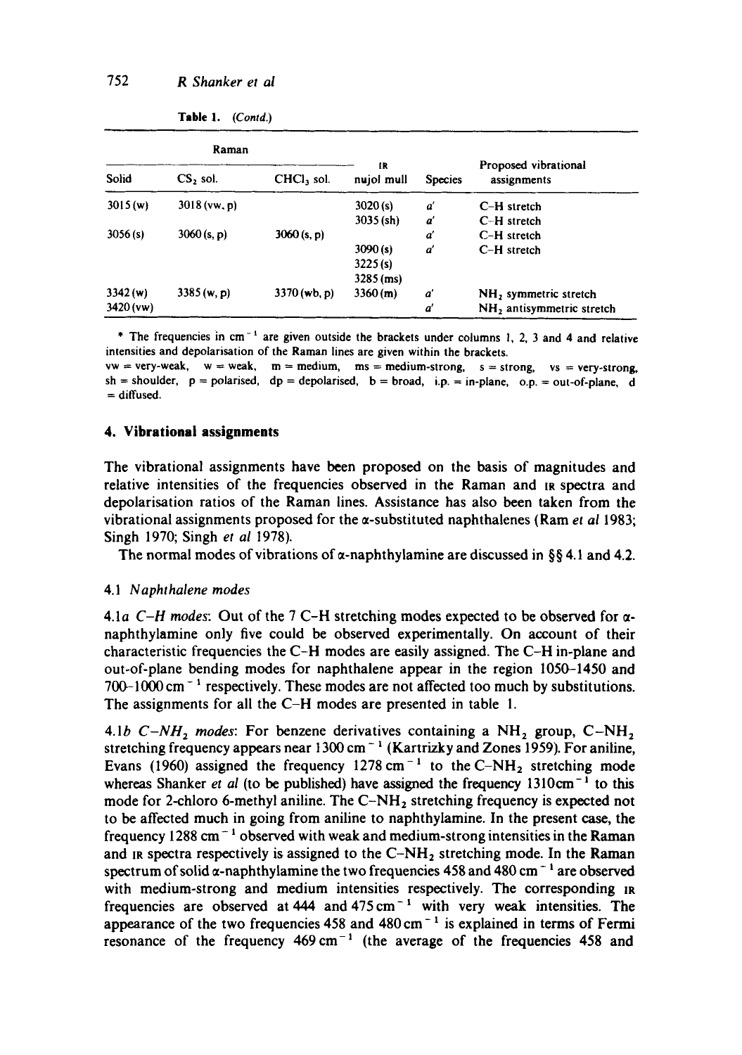**Table 1.** (*Contd.*)

| Raman | | | IR | | Proposed vibrational |
|---|---|---|---|---|---|
| Solid | $CS_2$ sol. | $CHCl_3$ sol. | nujol mull | Species | assignments |
| 3015 (w) | 3018 (vw, p) | | 3020 (s) | *a'* | C–H stretch |
| | | | 3035 (sh) | *a'* | C–H stretch |
| 3056 (s) | 3060 (s, p) | 3060 (s, p) | | *a'* | C–H stretch |
| | | | 3090 (s) | *a'* | C–H stretch |
| | | | 3225 (s) | | |
| | | | 3285 (ms) | | |
| 3342 (w) | 3385 (w, p) | 3370 (wb, p) | 3360 (m) | *a'* | $NH_2$ symmetric stretch |
| 3420 (vw) | | | | *a'* | $NH_2$ antisymmetric stretch |

* The frequencies in $cm^{-1}$ are given outside the brackets under columns 1, 2, 3 and 4 and relative intensities and depolarisation of the Raman lines are given within the brackets.
vw = very-weak, w = weak, m = medium, ms = medium-strong, s = strong, vs = very-strong, sh = shoulder, p = polarised, dp = depolarised, b = broad, i.p. = in-plane, o.p. = out-of-plane, d = diffused.

## 4. Vibrational assignments

The vibrational assignments have been proposed on the basis of magnitudes and relative intensities of the frequencies observed in the Raman and IR spectra and depolarisation ratios of the Raman lines. Assistance has also been taken from the vibrational assignments proposed for the α-substituted naphthalenes (Ram *et al* 1983; Singh 1970; Singh *et al* 1978).

The normal modes of vibrations of α-naphthylamine are discussed in §§ 4.1 and 4.2.

### 4.1 *Naphthalene modes*

4.1*a C–H modes*: Out of the 7 C–H stretching modes expected to be observed for α-naphthylamine only five could be observed experimentally. On account of their characteristic frequencies the C–H modes are easily assigned. The C–H in-plane and out-of-plane bending modes for naphthalene appear in the region 1050–1450 and 700–1000 $cm^{-1}$ respectively. These modes are not affected too much by substitutions. The assignments for all the C–H modes are presented in table 1.

4.1*b C–$NH_2$ modes*: For benzene derivatives containing a $NH_2$ group, C–$NH_2$ stretching frequency appears near 1300 $cm^{-1}$ (Kartrizky and Zones 1959). For aniline, Evans (1960) assigned the frequency 1278 $cm^{-1}$ to the C–$NH_2$ stretching mode whereas Shanker *et al* (to be published) have assigned the frequency 1310 $cm^{-1}$ to this mode for 2-chloro 6-methyl aniline. The C–$NH_2$ stretching frequency is expected not to be affected much in going from aniline to naphthylamine. In the present case, the frequency 1288 $cm^{-1}$ observed with weak and medium-strong intensities in the Raman and IR spectra respectively is assigned to the C–$NH_2$ stretching mode. In the Raman spectrum of solid α-naphthylamine the two frequencies 458 and 480 $cm^{-1}$ are observed with medium-strong and medium intensities respectively. The corresponding IR frequencies are observed at 444 and 475 $cm^{-1}$ with very weak intensities. The appearance of the two frequencies 458 and 480 $cm^{-1}$ is explained in terms of Fermi resonance of the frequency 469 $cm^{-1}$ (the average of the frequencies 458 and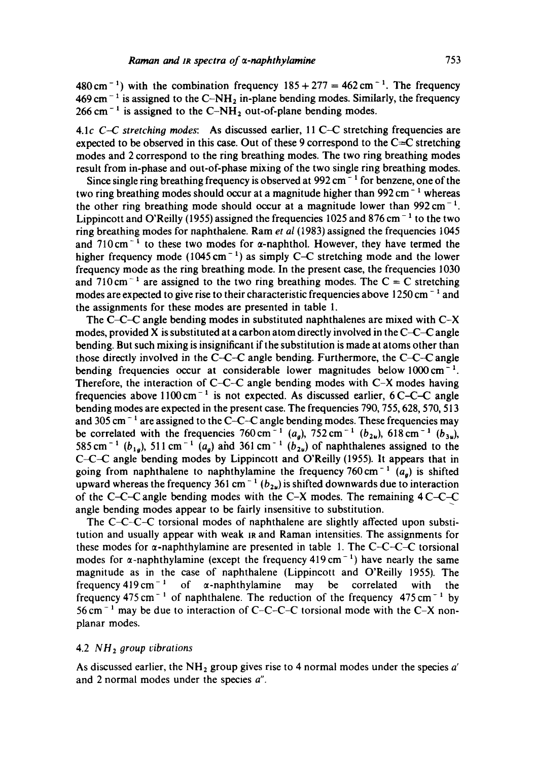480 cm$^{-1}$) with the combination frequency $185 + 277 = 462$ cm$^{-1}$. The frequency 469 cm$^{-1}$ is assigned to the C–$NH_2$ in-plane bending modes. Similarly, the frequency 266 cm$^{-1}$ is assigned to the C–$NH_2$ out-of-plane bending modes.

4.1*c C–C stretching modes*: As discussed earlier, 11 C–C stretching frequencies are expected to be observed in this case. Out of these 9 correspond to the C=C stretching modes and 2 correspond to the ring breathing modes. The two ring breathing modes result from in-phase and out-of-phase mixing of the two single ring breathing modes.

Since single ring breathing frequency is observed at 992 cm$^{-1}$ for benzene, one of the two ring breathing modes should occur at a magnitude higher than 992 cm$^{-1}$ whereas the other ring breathing mode should occur at a magnitude lower than 992 cm$^{-1}$. Lippincott and O'Reilly (1955) assigned the frequencies 1025 and 876 cm$^{-1}$ to the two ring breathing modes for naphthalene. Ram *et al* (1983) assigned the frequencies 1045 and 710 cm$^{-1}$ to these two modes for α-naphthol. However, they have termed the higher frequency mode (1045 cm$^{-1}$) as simply C–C stretching mode and the lower frequency mode as the ring breathing mode. In the present case, the frequencies 1030 and 710 cm$^{-1}$ are assigned to the two ring breathing modes. The C = C stretching modes are expected to give rise to their characteristic frequencies above 1250 cm$^{-1}$ and the assignments for these modes are presented in table 1.

The C–C–C angle bending modes in substituted naphthalenes are mixed with C–X modes, provided X is substituted at a carbon atom directly involved in the C–C–C angle bending. But such mixing is insignificant if the substitution is made at atoms other than those directly involved in the C–C–C angle bending. Furthermore, the C–C–C angle bending frequencies occur at considerable lower magnitudes below 1000 cm$^{-1}$. Therefore, the interaction of C–C–C angle bending modes with C–X modes having frequencies above 1100 cm$^{-1}$ is not expected. As discussed earlier, 6 C–C–C angle bending modes are expected in the present case. The frequencies 790, 755, 628, 570, 513 and 305 cm$^{-1}$ are assigned to the C–C–C angle bending modes. These frequencies may be correlated with the frequencies 760 cm$^{-1}$ ($a_g$), 752 cm$^{-1}$ ($b_{2u}$), 618 cm$^{-1}$ ($b_{3u}$), 585 cm$^{-1}$ ($b_{1g}$), 511 cm$^{-1}$ ($a_g$) and 361 cm$^{-1}$ ($b_{2u}$) of naphthalenes assigned to the C–C–C angle bending modes by Lippincott and O'Reilly (1955). It appears that in going from naphthalene to naphthylamine the frequency 760 cm$^{-1}$ ($a_g$) is shifted upward whereas the frequency 361 cm$^{-1}$ ($b_{2u}$) is shifted downwards due to interaction of the C–C–C angle bending modes with the C–X modes. The remaining 4 C–C–C angle bending modes appear to be fairly insensitive to substitution.

The C–C–C–C torsional modes of naphthalene are slightly affected upon substitution and usually appear with weak IR and Raman intensities. The assignments for these modes for α-naphthylamine are presented in table 1. The C–C–C–C torsional modes for α-naphthylamine (except the frequency 419 cm$^{-1}$) have nearly the same magnitude as in the case of naphthalene (Lippincott and O'Reilly 1955). The frequency 419 cm$^{-1}$ of α-naphthylamine may be correlated with the frequency 475 cm$^{-1}$ of naphthalene. The reduction of the frequency 475 cm$^{-1}$ by 56 cm$^{-1}$ may be due to interaction of C–C–C–C torsional mode with the C–X non-planar modes.

### 4.2 $NH_2$ group vibrations

As discussed earlier, the $NH_2$ group gives rise to 4 normal modes under the species $a'$ and 2 normal modes under the species $a''$.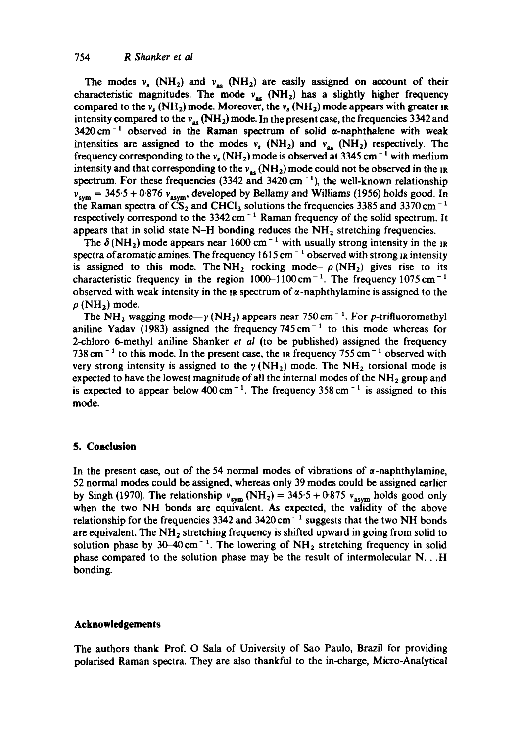The modes $\nu_s$ ($NH_2$) and $\nu_{as}$ ($NH_2$) are easily assigned on account of their characteristic magnitudes. The mode $\nu_{as}$ ($NH_2$) has a slightly higher frequency compared to the $\nu_s$ ($NH_2$) mode. Moreover, the $\nu_s$ ($NH_2$) mode appears with greater IR intensity compared to the $\nu_{as}$ ($NH_2$) mode. In the present case, the frequencies 3342 and 3420 $cm^{-1}$ observed in the Raman spectrum of solid α-naphthalene with weak intensities are assigned to the modes $\nu_s$ ($NH_2$) and $\nu_{as}$ ($NH_2$) respectively. The frequency corresponding to the $\nu_s$ ($NH_2$) mode is observed at 3345 $cm^{-1}$ with medium intensity and that corresponding to the $\nu_{as}$ ($NH_2$) mode could not be observed in the IR spectrum. For these frequencies (3342 and 3420 $cm^{-1}$), the well-known relationship $\nu_{sym} = 345{\cdot}5 + 0{\cdot}876\ \nu_{asym}$, developed by Bellamy and Williams (1956) holds good. In the Raman spectra of $CS_2$ and $CHCl_3$ solutions the frequencies 3385 and 3370 $cm^{-1}$ respectively correspond to the 3342 $cm^{-1}$ Raman frequency of the solid spectrum. It appears that in solid state N–H bonding reduces the $NH_2$ stretching frequencies.

The $\delta$ ($NH_2$) mode appears near 1600 $cm^{-1}$ with usually strong intensity in the IR spectra of aromatic amines. The frequency 1615 $cm^{-1}$ observed with strong IR intensity is assigned to this mode. The $NH_2$ rocking mode—$\rho$ ($NH_2$) gives rise to its characteristic frequency in the region 1000–1100 $cm^{-1}$. The frequency 1075 $cm^{-1}$ observed with weak intensity in the IR spectrum of α-naphthylamine is assigned to the $\rho$ ($NH_2$) mode.

The $NH_2$ wagging mode—$\gamma$ ($NH_2$) appears near 750 $cm^{-1}$. For *p*-trifluoromethyl aniline Yadav (1983) assigned the frequency 745 $cm^{-1}$ to this mode whereas for 2-chloro 6-methyl aniline Shanker *et al* (to be published) assigned the frequency 738 $cm^{-1}$ to this mode. In the present case, the IR frequency 755 $cm^{-1}$ observed with very strong intensity is assigned to the $\gamma$ ($NH_2$) mode. The $NH_2$ torsional mode is expected to have the lowest magnitude of all the internal modes of the $NH_2$ group and is expected to appear below 400 $cm^{-1}$. The frequency 358 $cm^{-1}$ is assigned to this mode.

## 5. Conclusion

In the present case, out of the 54 normal modes of vibrations of α-naphthylamine, 52 normal modes could be assigned, whereas only 39 modes could be assigned earlier by Singh (1970). The relationship $\nu_{sym}$ ($NH_2$) $= 345{\cdot}5 + 0{\cdot}875\ \nu_{asym}$ holds good only when the two NH bonds are equivalent. As expected, the validity of the above relationship for the frequencies 3342 and 3420 $cm^{-1}$ suggests that the two NH bonds are equivalent. The $NH_2$ stretching frequency is shifted upward in going from solid to solution phase by 30–40 $cm^{-1}$. The lowering of $NH_2$ stretching frequency in solid phase compared to the solution phase may be the result of intermolecular N. . .H bonding.

## Acknowledgements

The authors thank Prof. O Sala of University of Sao Paulo, Brazil for providing polarised Raman spectra. They are also thankful to the in-charge, Micro-Analytical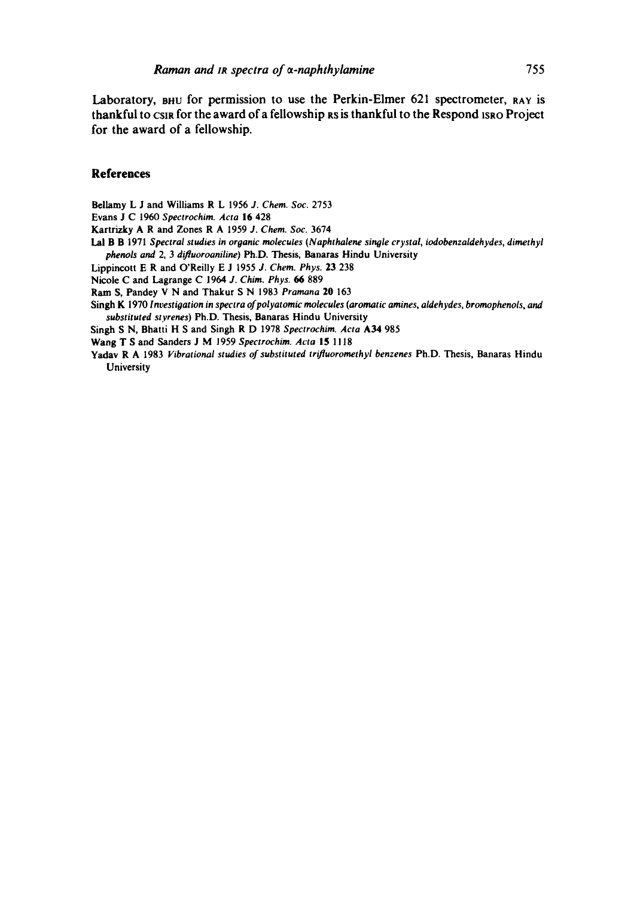Laboratory, BHU for permission to use the Perkin-Elmer 621 spectrometer, RAY is thankful to CSIR for the award of a fellowship RS is thankful to the Respond ISRO Project for the award of a fellowship.

## References

Bellamy L J and Williams R L 1956 *J. Chem. Soc.* 2753

Evans J C 1960 *Spectrochim. Acta* **16** 428

Kartrizky A R and Zones R A 1959 *J. Chem. Soc.* 3674

Lal B B 1971 *Spectral studies in organic molecules (Naphthalene single crystal, iodobenzaldehydes, dimethyl phenols and 2, 3 difluoroaniline)* Ph.D. Thesis, Banaras Hindu University

Lippincott E R and O'Reilly E J 1955 *J. Chem. Phys.* **23** 238

Nicole C and Lagrange C 1964 *J. Chim. Phys.* **66** 889

Ram S, Pandey V N and Thakur S N 1983 *Pramana* **20** 163

Singh K 1970 *Investigation in spectra of polyatomic molecules (aromatic amines, aldehydes, bromophenols, and substituted styrenes)* Ph.D. Thesis, Banaras Hindu University

Singh S N, Bhatti H S and Singh R D 1978 *Spectrochim. Acta* **A34** 985

Wang T S and Sanders J M 1959 *Spectrochim. Acta* **15** 1118

Yadav R A 1983 *Vibrational studies of substituted trifluoromethyl benzenes* Ph.D. Thesis, Banaras Hindu University